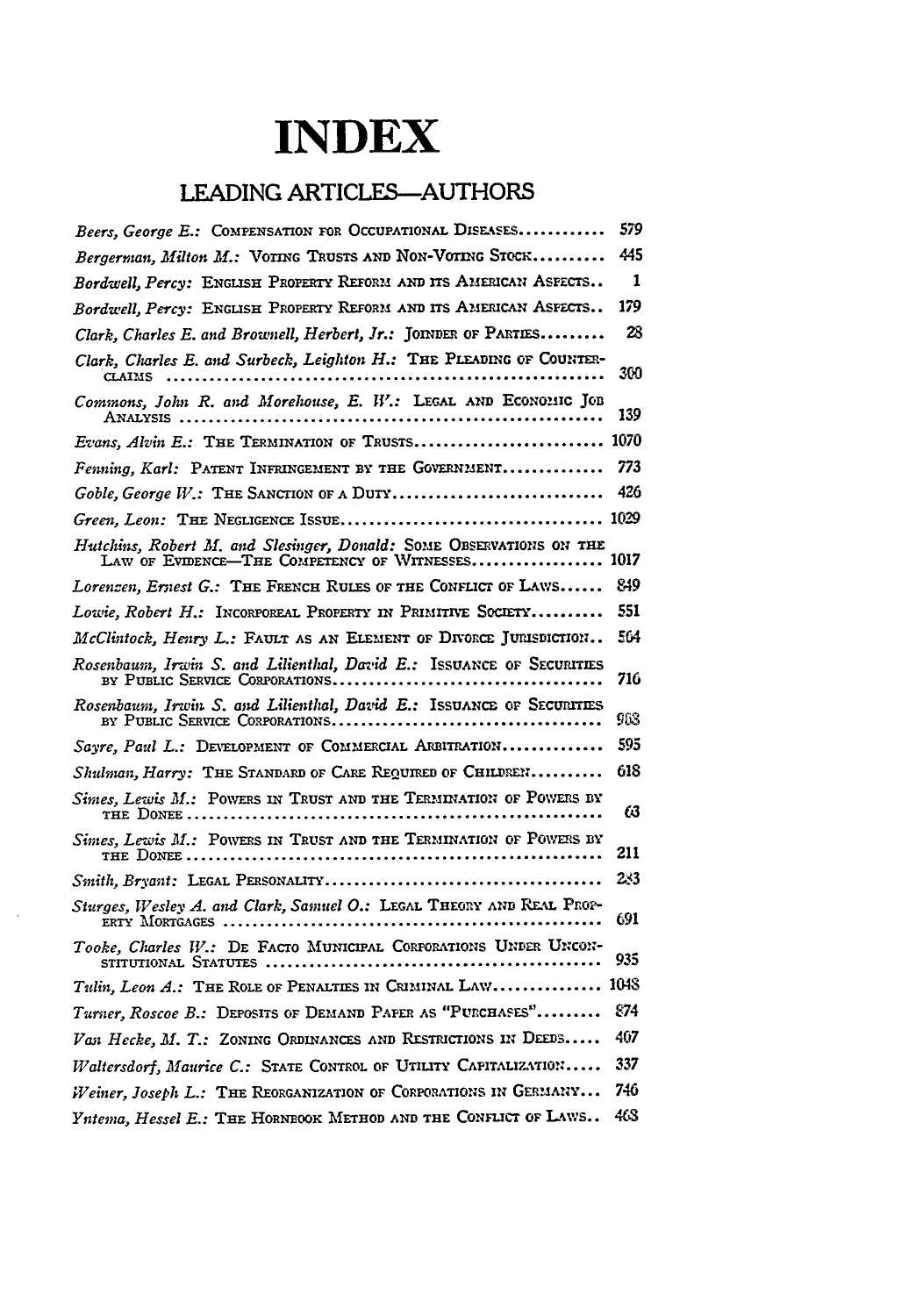# INDEX

## LEADING ARTICLES—AUTHORS

*Beers, George E.:* COMPENSATION FOR OCCUPATIONAL DISEASES............ 579

*Bergerman, Milton M.:* VOTING TRUSTS AND NON-VOTING STOCK.......... 445

*Bordwell, Percy:* ENGLISH PROPERTY REFORM AND ITS AMERICAN ASPECTS.. 1

*Bordwell, Percy:* ENGLISH PROPERTY REFORM AND ITS AMERICAN ASPECTS.. 179

*Clark, Charles E. and Brownell, Herbert, Jr.:* JOINDER OF PARTIES......... 28

*Clark, Charles E. and Surbeck, Leighton H.:* THE PLEADING OF COUNTERCLAIMS ........................................................ 300

*Commons, John R. and Morehouse, E. W.:* LEGAL AND ECONOMIC JOB ANALYSIS ........................................................ 139

*Evans, Alvin E.:* THE TERMINATION OF TRUSTS.......................... 1070

*Fenning, Karl:* PATENT INFRINGEMENT BY THE GOVERNMENT.............. 773

*Goble, George W.:* THE SANCTION OF A DUTY............................ 426

*Green, Leon:* THE NEGLIGENCE ISSUE.................................... 1029

*Hutchins, Robert M. and Slesinger, Donald:* SOME OBSERVATIONS ON THE LAW OF EVIDENCE—THE COMPETENCY OF WITNESSES.................. 1017

*Lorenzen, Ernest G.:* THE FRENCH RULES OF THE CONFLICT OF LAWS...... 849

*Lowie, Robert H.:* INCORPOREAL PROPERTY IN PRIMITIVE SOCIETY.......... 551

*McClintock, Henry L.:* FAULT AS AN ELEMENT OF DIVORCE JURISDICTION.. 564

*Rosenbaum, Irwin S. and Lilienthal, David E.:* ISSUANCE OF SECURITIES BY PUBLIC SERVICE CORPORATIONS..................................... 716

*Rosenbaum, Irwin S. and Lilienthal, David E.:* ISSUANCE OF SECURITIES BY PUBLIC SERVICE CORPORATIONS..................................... 903

*Sayre, Paul L.:* DEVELOPMENT OF COMMERCIAL ARBITRATION.............. 595

*Shulman, Harry:* THE STANDARD OF CARE REQUIRED OF CHILDREN.......... 618

*Simes, Lewis M.:* POWERS IN TRUST AND THE TERMINATION OF POWERS BY THE DONEE ........................................................ 63

*Simes, Lewis M.:* POWERS IN TRUST AND THE TERMINATION OF POWERS BY THE DONEE ........................................................ 211

*Smith, Bryant:* LEGAL PERSONALITY...................................... 283

*Sturges, Wesley A. and Clark, Samuel O.:* LEGAL THEORY AND REAL PROPERTY MORTGAGES .................................................... 691

*Tooke, Charles W.:* DE FACTO MUNICIPAL CORPORATIONS UNDER UNCONSTITUTIONAL STATUTES ............................................... 935

*Tulin, Leon A.:* THE ROLE OF PENALTIES IN CRIMINAL LAW............... 1048

*Turner, Roscoe B.:* DEPOSITS OF DEMAND PAPER AS "PURCHASES"......... 874

*Van Hecke, M. T.:* ZONING ORDINANCES AND RESTRICTIONS IN DEEDS..... 407

*Waltersdorf, Maurice C.:* STATE CONTROL OF UTILITY CAPITALIZATION..... 337

*Weiner, Joseph L.:* THE REORGANIZATION OF CORPORATIONS IN GERMANY... 746

*Yntema, Hessel E.:* THE HORNBOOK METHOD AND THE CONFLICT OF LAWS.. 468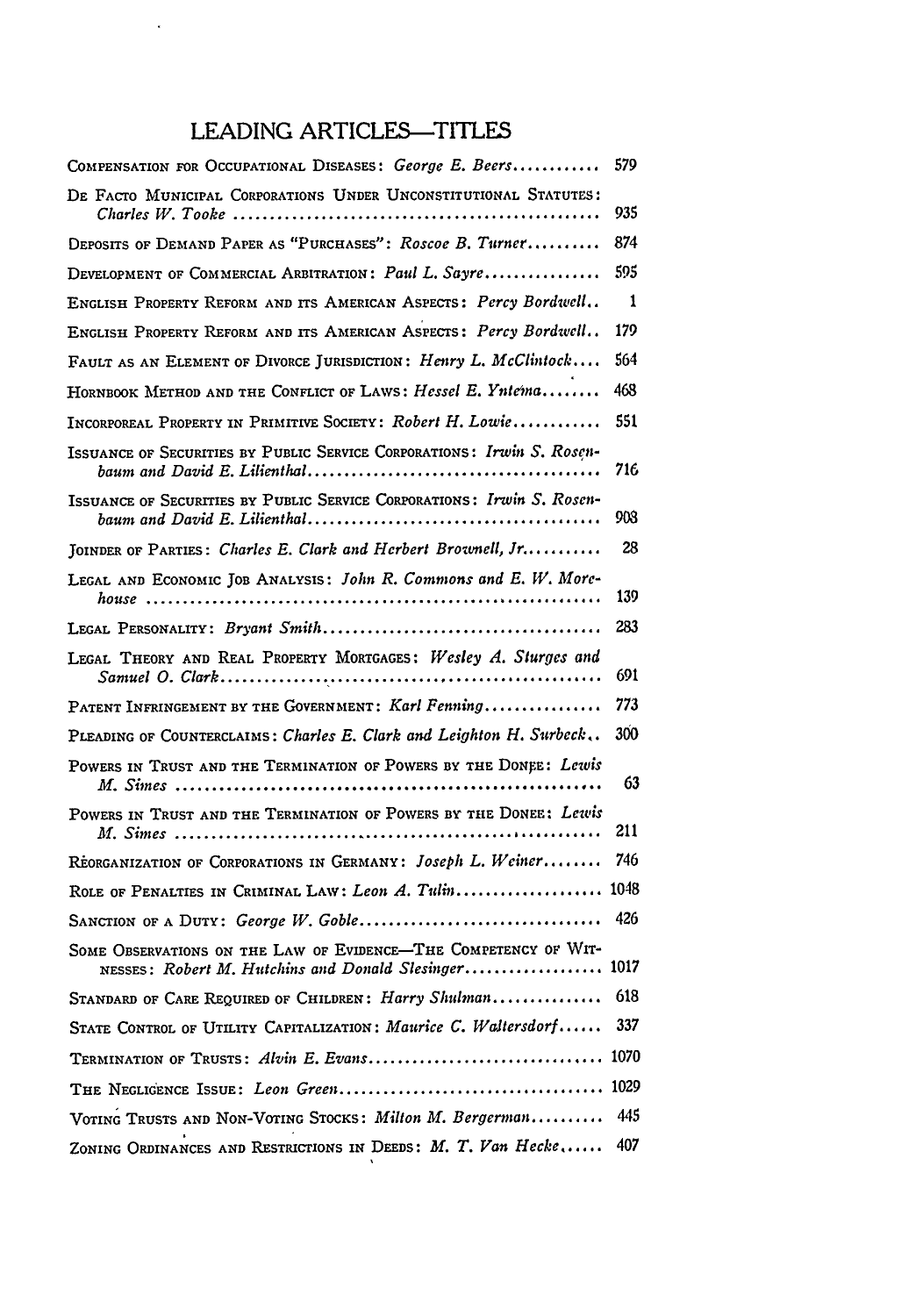# LEADING ARTICLES—TITLES

COMPENSATION FOR OCCUPATIONAL DISEASES: *George E. Beers*............ 579

DE FACTO MUNICIPAL CORPORATIONS UNDER UNCONSTITUTIONAL STATUTES: *Charles W. Tooke* .................................................. 935

DEPOSITS OF DEMAND PAPER AS "PURCHASES": *Roscoe B. Turner*.......... 874

DEVELOPMENT OF COMMERCIAL ARBITRATION: *Paul L. Sayre*................ 595

ENGLISH PROPERTY REFORM AND ITS AMERICAN ASPECTS: *Percy Bordwell*.. 1

ENGLISH PROPERTY REFORM AND ITS AMERICAN ASPECTS: *Percy Bordwell*.. 179

FAULT AS AN ELEMENT OF DIVORCE JURISDICTION: *Henry L. McClintock*.... 564

HORNBOOK METHOD AND THE CONFLICT OF LAWS: *Hessel E. Yntema*........ 468

INCORPOREAL PROPERTY IN PRIMITIVE SOCIETY: *Robert H. Lowie*............ 551

ISSUANCE OF SECURITIES BY PUBLIC SERVICE CORPORATIONS: *Irwin S. Rosenbaum and David E. Lilienthal*........................................ 716

ISSUANCE OF SECURITIES BY PUBLIC SERVICE CORPORATIONS: *Irwin S. Rosenbaum and David E. Lilienthal*........................................ 903

JOINDER OF PARTIES: *Charles E. Clark and Herbert Brownell, Jr*........... 28

LEGAL AND ECONOMIC JOB ANALYSIS: *John R. Commons and E. W. Morehouse* .............................................................. 139

LEGAL PERSONALITY: *Bryant Smith*...................................... 283

LEGAL THEORY AND REAL PROPERTY MORTGAGES: *Wesley A. Sturges and Samuel O. Clark*.................................................... 691

PATENT INFRINGEMENT BY THE GOVERNMENT: *Karl Fenning*................ 773

PLEADING OF COUNTERCLAIMS: *Charles E. Clark and Leighton H. Surbeck*.. 300

POWERS IN TRUST AND THE TERMINATION OF POWERS BY THE DONEE: *Lewis M. Simes* .......................................................... 63

POWERS IN TRUST AND THE TERMINATION OF POWERS BY THE DONEE: *Lewis M. Simes* .......................................................... 211

REORGANIZATION OF CORPORATIONS IN GERMANY: *Joseph L. Weiner*........ 746

ROLE OF PENALTIES IN CRIMINAL LAW: *Leon A. Tulin*.................... 1048

SANCTION OF A DUTY: *George W. Goble*................................. 426

SOME OBSERVATIONS ON THE LAW OF EVIDENCE—THE COMPETENCY OF WITNESSES: *Robert M. Hutchins and Donald Slesinger*................... 1017

STANDARD OF CARE REQUIRED OF CHILDREN: *Harry Shulman*............... 618

STATE CONTROL OF UTILITY CAPITALIZATION: *Maurice C. Waltersdorf*...... 337

TERMINATION OF TRUSTS: *Alvin E. Evans*................................ 1070

THE NEGLIGENCE ISSUE: *Leon Green*.................................... 1029

VOTING TRUSTS AND NON-VOTING STOCKS: *Milton M. Bergerman*.......... 445

ZONING ORDINANCES AND RESTRICTIONS IN DEEDS: *M. T. Van Hecke*...... 407